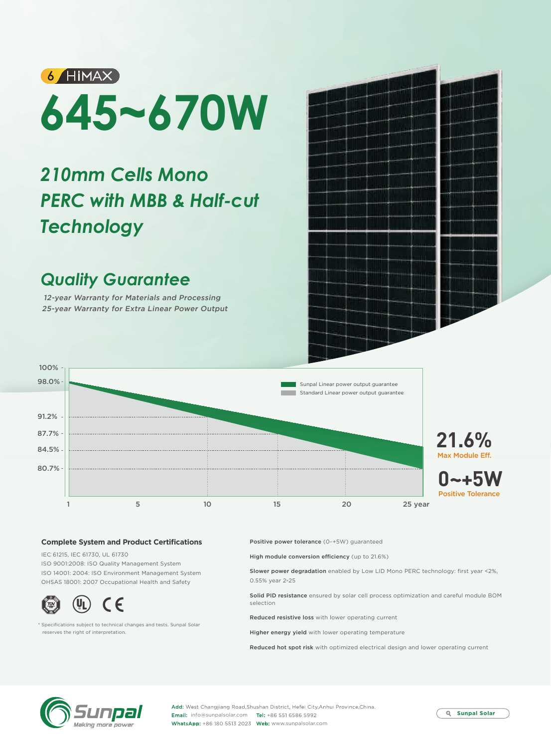6 HiMAX

# 645~670W

## *210mm Cells Mono PERC with MBB & Half-cut Technology*

## *Quality Guarantee*

*12-year Warranty for Materials and Processing*

*25-year Warranty for Extra Linear Power Output*

100%
98.0%
91.2%
87.7%
84.5%
80.7%

1 5 10 15 20 25 year

Sunpal Linear power output guarantee

Standard Linear power output guarantee

**21.6%**
Max Module Eff.

**0~+5W**
Positive Tolerance

### Complete System and Product Certifications

IEC 61215, IEC 61730, UL 61730

ISO 9001:2008: ISO Quality Management System

ISO 14001: 2004: ISO Environment Management System

OHSAS 18001: 2007 Occupational Health and Safety

\* Specifications subject to technical changes and tests. Sunpal Solar reserves the right of interpretation.

**Positive power tolerance** (0-+5W) guaranteed

**High module conversion efficiency** (up to 21.6%)

**Slower power degradation** enabled by Low LID Mono PERC technology: first year <2%, 0.55% year 2-25

**Solid PID resistance** ensured by solar cell process optimization and careful module BOM selection

**Reduced resistive loss** with lower operating current

**Higher energy yield** with lower operating temperature

**Reduced hot spot risk** with optimized electrical design and lower operating current

Sunpal
Making more power

**Add:** West Changjiang Road,Shushan District, Hefei City,Anhui Province,China.
**Email:** info@sunpalsolar.com **Tel:** +86 551 6586 5992
**WhatsApp:** +86 180 5513 2023 **Web:** www.sunpalsolar.com

Sunpal Solar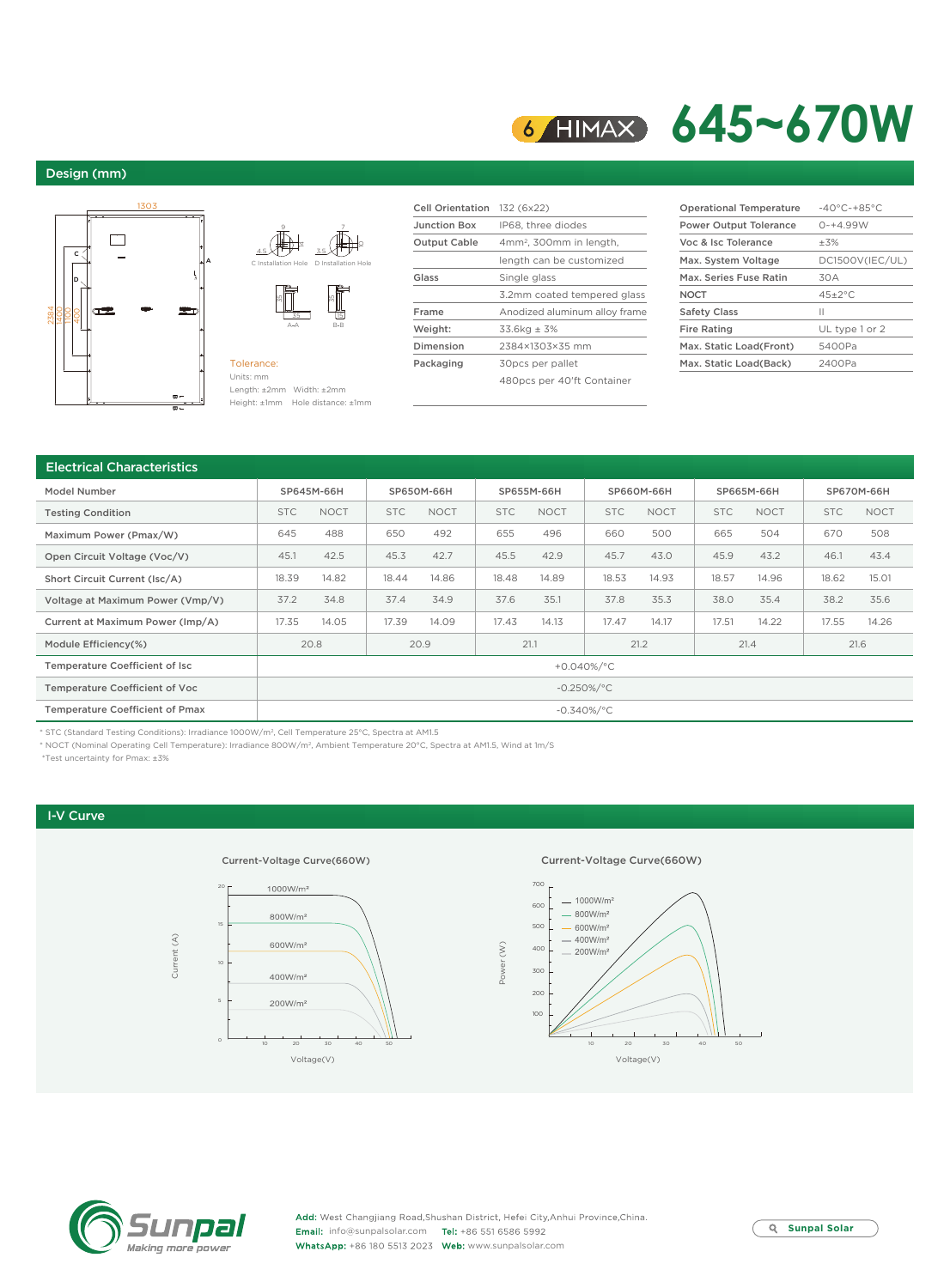# 6 HIMAX 645~670W

## Design (mm)

1303

2384
1400
1100
400

A
C
D

9
4.5
C Installation Hole

7
3.5
14
D Installation Hole

35
35
A-A

35
15
B-B

Tolerance:
Units: mm
Length: ±2mm Width: ±2mm
Height: ±1mm Hole distance: ±1mm

| | |
|---|---|
| Cell Orientation | 132 (6x22) |
| Junction Box | IP68, three diodes |
| Output Cable | 4mm², 300mm in length, length can be customized |
| Glass | Single glass 3.2mm coated tempered glass |
| Frame | Anodized aluminum alloy frame |
| Weight: | 33.6kg ± 3% |
| Dimension | 2384×1303×35 mm |
| Packaging | 30pcs per pallet 480pcs per 40'ft Container |

| | |
|---|---|
| Operational Temperature | -40°C-+85°C |
| Power Output Tolerance | 0~+4.99W |
| Voc & Isc Tolerance | ±3% |
| Max. System Voltage | DC1500V(IEC/UL) |
| Max. Series Fuse Ratin | 30A |
| NOCT | 45±2°C |
| Safety Class | II |
| Fire Rating | UL type 1 or 2 |
| Max. Static Load(Front) | 5400Pa |
| Max. Static Load(Back) | 2400Pa |

## Electrical Characteristics

| Model Number | SP645M-66H | | SP650M-66H | | SP655M-66H | | SP660M-66H | | SP665M-66H | | SP670M-66H | |
|---|---|---|---|---|---|---|---|---|---|---|---|---|
| Testing Condition | STC | NOCT | STC | NOCT | STC | NOCT | STC | NOCT | STC | NOCT | STC | NOCT |
| Maximum Power (Pmax/W) | 645 | 488 | 650 | 492 | 655 | 496 | 660 | 500 | 665 | 504 | 670 | 508 |
| Open Circuit Voltage (Voc/V) | 45.1 | 42.5 | 45.3 | 42.7 | 45.5 | 42.9 | 45.7 | 43.0 | 45.9 | 43.2 | 46.1 | 43.4 |
| Short Circuit Current (Isc/A) | 18.39 | 14.82 | 18.44 | 14.86 | 18.48 | 14.89 | 18.53 | 14.93 | 18.57 | 14.96 | 18.62 | 15.01 |
| Voltage at Maximum Power (Vmp/V) | 37.2 | 34.8 | 37.4 | 34.9 | 37.6 | 35.1 | 37.8 | 35.3 | 38.0 | 35.4 | 38.2 | 35.6 |
| Current at Maximum Power (Imp/A) | 17.35 | 14.05 | 17.39 | 14.09 | 17.43 | 14.13 | 17.47 | 14.17 | 17.51 | 14.22 | 17.55 | 14.26 |
| Module Efficiency(%) | 20.8 | | 20.9 | | 21.1 | | 21.2 | | 21.4 | | 21.6 | |
| Temperature Coefficient of Isc | +0.040%/°C | | | | | | | | | | | |
| Temperature Coefficient of Voc | -0.250%/°C | | | | | | | | | | | |
| Temperature Coefficient of Pmax | -0.340%/°C | | | | | | | | | | | |

* STC (Standard Testing Conditions): Irradiance 1000W/m², Cell Temperature 25°C, Spectra at AM1.5
* NOCT (Nominal Operating Cell Temperature): Irradiance 800W/m², Ambient Temperature 20°C, Spectra at AM1.5, Wind at 1m/S
*Test uncertainty for Pmax: ±3%

## I-V Curve

Current-Voltage Curve(660W)

Current (A)
20
15
10
5
0
1000W/m²
800W/m²
600W/m²
400W/m²
200W/m²
10 20 30 40 50
Voltage(V)

Current-Voltage Curve(660W)

Power (W)
700
600
500
400
300
200
100
1000W/m²
800W/m²
600W/m²
400W/m²
200W/m²
10 20 30 40 50
Voltage(V)

Sunpal
Making more power

**Add:** West Changjiang Road,Shushan District, Hefei City,Anhui Province,China.
**Email:** info@sunpalsolar.com **Tel:** +86 551 6586 5992
**WhatsApp:** +86 180 5513 2023 **Web:** www.sunpalsolar.com

Sunpal Solar